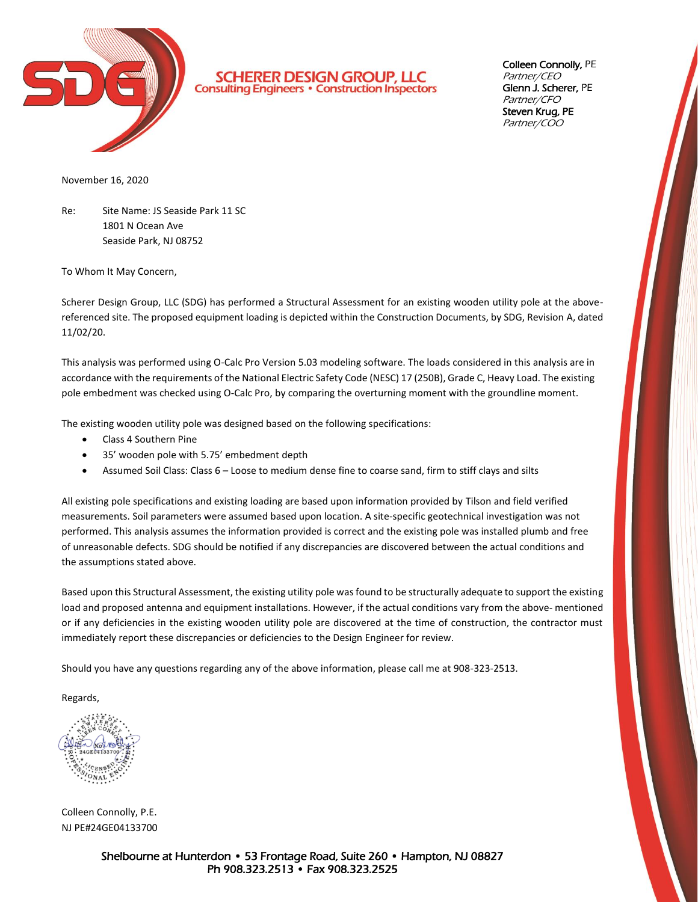**SCHERER DESIGN GROUP, LLC**
**Consulting Engineers • Construction Inspectors**

**Colleen Connolly**, PE
*Partner/CEO*
**Glenn J. Scherer**, PE
*Partner/CFO*
**Steven Krug, PE**
*Partner/COO*

November 16, 2020

Re: Site Name: JS Seaside Park 11 SC
1801 N Ocean Ave
Seaside Park, NJ 08752

To Whom It May Concern,

Scherer Design Group, LLC (SDG) has performed a Structural Assessment for an existing wooden utility pole at the above-referenced site. The proposed equipment loading is depicted within the Construction Documents, by SDG, Revision A, dated 11/02/20.

This analysis was performed using O-Calc Pro Version 5.03 modeling software. The loads considered in this analysis are in accordance with the requirements of the National Electric Safety Code (NESC) 17 (250B), Grade C, Heavy Load. The existing pole embedment was checked using O-Calc Pro, by comparing the overturning moment with the groundline moment.

The existing wooden utility pole was designed based on the following specifications:

- Class 4 Southern Pine
- 35' wooden pole with 5.75' embedment depth
- Assumed Soil Class: Class 6 – Loose to medium dense fine to coarse sand, firm to stiff clays and silts

All existing pole specifications and existing loading are based upon information provided by Tilson and field verified measurements. Soil parameters were assumed based upon location. A site-specific geotechnical investigation was not performed. This analysis assumes the information provided is correct and the existing pole was installed plumb and free of unreasonable defects. SDG should be notified if any discrepancies are discovered between the actual conditions and the assumptions stated above.

Based upon this Structural Assessment, the existing utility pole was found to be structurally adequate to support the existing load and proposed antenna and equipment installations. However, if the actual conditions vary from the above- mentioned or if any deficiencies in the existing wooden utility pole are discovered at the time of construction, the contractor must immediately report these discrepancies or deficiencies to the Design Engineer for review.

Should you have any questions regarding any of the above information, please call me at 908-323-2513.

Regards,

Colleen Connolly, P.E.
NJ PE#24GE04133700

Shelbourne at Hunterdon • 53 Frontage Road, Suite 260 • Hampton, NJ 08827
Ph 908.323.2513 • Fax 908.323.2525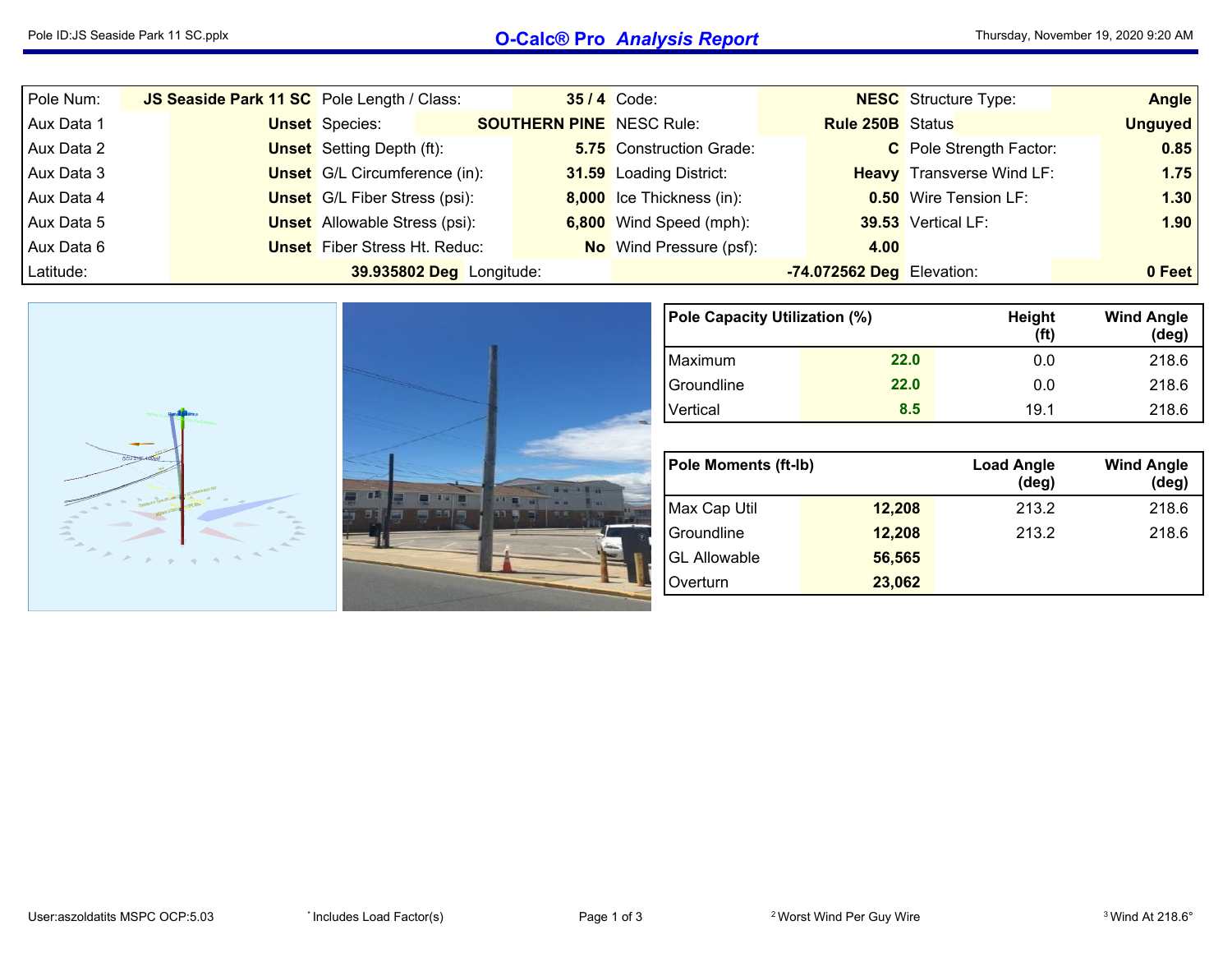# O-Calc® Pro *Analysis Report*

| Pole Num: | JS Seaside Park 11 SC | Pole Length / Class: | 35 / 4 | Code: | NESC | Structure Type: | Angle |
|---|---|---|---|---|---|---|---|
| Aux Data 1 | Unset | Species: | SOUTHERN PINE | NESC Rule: | Rule 250B | Status | Unguyed |
| Aux Data 2 | Unset | Setting Depth (ft): | 5.75 | Construction Grade: | C | Pole Strength Factor: | 0.85 |
| Aux Data 3 | Unset | G/L Circumference (in): | 31.59 | Loading District: | Heavy | Transverse Wind LF: | 1.75 |
| Aux Data 4 | Unset | G/L Fiber Stress (psi): | 8,000 | Ice Thickness (in): | 0.50 | Wire Tension LF: | 1.30 |
| Aux Data 5 | Unset | Allowable Stress (psi): | 6,800 | Wind Speed (mph): | 39.53 | Vertical LF: | 1.90 |
| Aux Data 6 | Unset | Fiber Stress Ht. Reduc: | No | Wind Pressure (psf): | 4.00 | | |
| Latitude: | 39.935802 Deg | Longitude: | -74.072562 Deg | Elevation: | 0 Feet | | |

| Pole Capacity Utilization (%) | | Height (ft) | Wind Angle (deg) |
|---|---|---|---|
| Maximum | 22.0 | 0.0 | 218.6 |
| Groundline | 22.0 | 0.0 | 218.6 |
| Vertical | 8.5 | 19.1 | 218.6 |

| Pole Moments (ft-lb) | | Load Angle (deg) | Wind Angle (deg) |
|---|---|---|---|
| Max Cap Util | 12,208 | 213.2 | 218.6 |
| Groundline | 12,208 | 213.2 | 218.6 |
| GL Allowable | 56,565 | | |
| Overturn | 23,062 | | |

User:aszoldatits MSPC OCP:5.03

* Includes Load Factor(s)

[2] Worst Wind Per Guy Wire

[3] Wind At 218.6°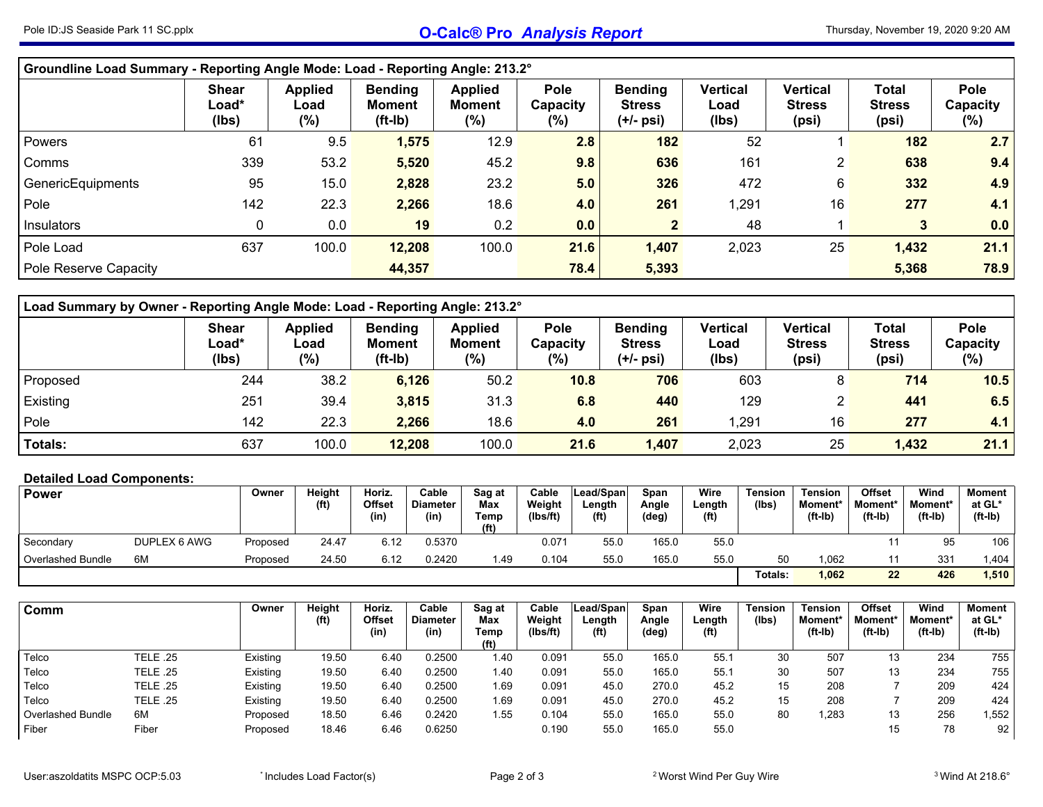## Groundline Load Summary - Reporting Angle Mode: Load - Reporting Angle: 213.2°

| | Shear Load* (lbs) | Applied Load (%) | Bending Moment (ft-lb) | Applied Moment (%) | Pole Capacity (%) | Bending Stress (+/- psi) | Vertical Load (lbs) | Vertical Stress (psi) | Total Stress (psi) | Pole Capacity (%) |
|---|---|---|---|---|---|---|---|---|---|---|
| Powers | 61 | 9.5 | **1,575** | 12.9 | **2.8** | **182** | 52 | 1 | **182** | **2.7** |
| Comms | 339 | 53.2 | **5,520** | 45.2 | **9.8** | **636** | 161 | 2 | **638** | **9.4** |
| GenericEquipments | 95 | 15.0 | **2,828** | 23.2 | **5.0** | **326** | 472 | 6 | **332** | **4.9** |
| Pole | 142 | 22.3 | **2,266** | 18.6 | **4.0** | **261** | 1,291 | 16 | **277** | **4.1** |
| Insulators | 0 | 0.0 | **19** | 0.2 | **0.0** | **2** | 48 | 1 | **3** | **0.0** |
| Pole Load | 637 | 100.0 | **12,208** | 100.0 | **21.6** | **1,407** | 2,023 | 25 | **1,432** | **21.1** |
| Pole Reserve Capacity | | | **44,357** | | **78.4** | **5,393** | | | **5,368** | **78.9** |

## Load Summary by Owner - Reporting Angle Mode: Load - Reporting Angle: 213.2°

| | Shear Load* (lbs) | Applied Load (%) | Bending Moment (ft-lb) | Applied Moment (%) | Pole Capacity (%) | Bending Stress (+/- psi) | Vertical Load (lbs) | Vertical Stress (psi) | Total Stress (psi) | Pole Capacity (%) |
|---|---|---|---|---|---|---|---|---|---|---|
| Proposed | 244 | 38.2 | **6,126** | 50.2 | **10.8** | **706** | 603 | 8 | **714** | **10.5** |
| Existing | 251 | 39.4 | **3,815** | 31.3 | **6.8** | **440** | 129 | 2 | **441** | **6.5** |
| Pole | 142 | 22.3 | **2,266** | 18.6 | **4.0** | **261** | 1,291 | 16 | **277** | **4.1** |
| **Totals:** | 637 | 100.0 | **12,208** | 100.0 | **21.6** | **1,407** | 2,023 | 25 | **1,432** | **21.1** |

## Detailed Load Components:

| Power | | Owner | Height (ft) | Horiz. Offset (in) | Cable Diameter (in) | Sag at Max Temp (ft) | Cable Weight (lbs/ft) | Lead/Span Length (ft) | Span Angle (deg) | Wire Length (ft) | Tension (lbs) | Tension Moment* (ft-lb) | Offset Moment* (ft-lb) | Wind Moment* (ft-lb) | Moment at GL* (ft-lb) |
|---|---|---|---|---|---|---|---|---|---|---|---|---|---|---|---|
| Secondary | DUPLEX 6 AWG | Proposed | 24.47 | 6.12 | 0.5370 | | 0.071 | 55.0 | 165.0 | 55.0 | | | 11 | 95 | 106 |
| Overlashed Bundle | 6M | Proposed | 24.50 | 6.12 | 0.2420 | 1.49 | 0.104 | 55.0 | 165.0 | 55.0 | 50 | 1,062 | 11 | 331 | 1,404 |
| | | | | | | | | | | | Totals: | **1,062** | **22** | **426** | **1,510** |

| Comm | | Owner | Height (ft) | Horiz. Offset (in) | Cable Diameter (in) | Sag at Max Temp (ft) | Cable Weight (lbs/ft) | Lead/Span Length (ft) | Span Angle (deg) | Wire Length (ft) | Tension (lbs) | Tension Moment* (ft-lb) | Offset Moment* (ft-lb) | Wind Moment* (ft-lb) | Moment at GL* (ft-lb) |
|---|---|---|---|---|---|---|---|---|---|---|---|---|---|---|---|
| Telco | TELE .25 | Existing | 19.50 | 6.40 | 0.2500 | 1.40 | 0.091 | 55.0 | 165.0 | 55.1 | 30 | 507 | 13 | 234 | 755 |
| Telco | TELE .25 | Existing | 19.50 | 6.40 | 0.2500 | 1.40 | 0.091 | 55.0 | 165.0 | 55.1 | 30 | 507 | 13 | 234 | 755 |
| Telco | TELE .25 | Existing | 19.50 | 6.40 | 0.2500 | 1.69 | 0.091 | 45.0 | 270.0 | 45.2 | 15 | 208 | 7 | 209 | 424 |
| Telco | TELE .25 | Existing | 19.50 | 6.40 | 0.2500 | 1.69 | 0.091 | 45.0 | 270.0 | 45.2 | 15 | 208 | 7 | 209 | 424 |
| Overlashed Bundle | 6M | Proposed | 18.50 | 6.46 | 0.2420 | 1.55 | 0.104 | 55.0 | 165.0 | 55.0 | 80 | 1,283 | 13 | 256 | 1,552 |
| Fiber | Fiber | Proposed | 18.46 | 6.46 | 0.6250 | | 0.190 | 55.0 | 165.0 | 55.0 | | | 15 | 78 | 92 |

User:aszoldatits MSPC OCP:5.03

* Includes Load Factor(s)

[2] Worst Wind Per Guy Wire

[3] Wind At 218.6°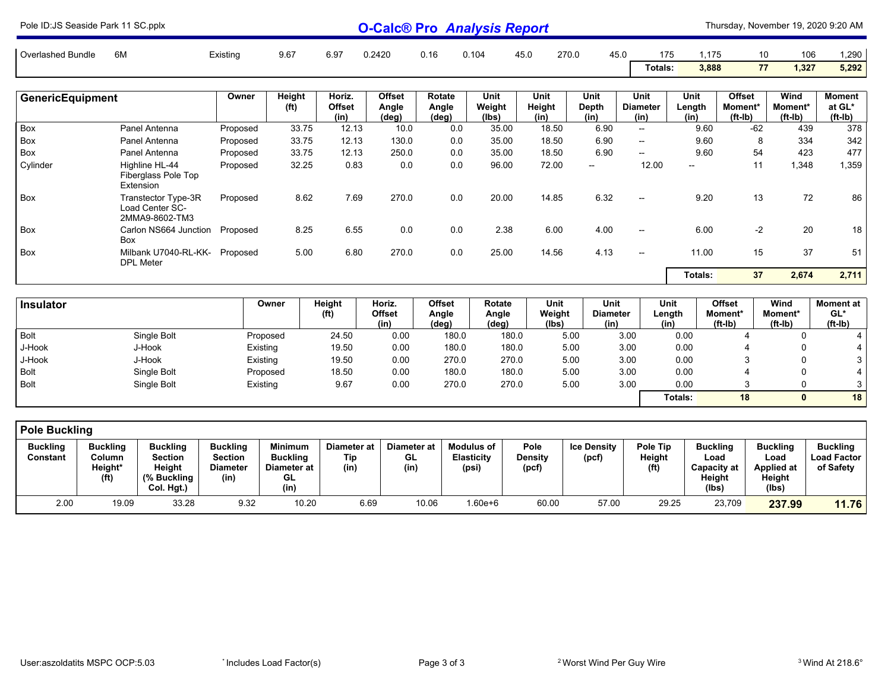| | | | | | | | | | | | | | | |
|---|---|---|---|---|---|---|---|---|---|---|---|---|---|---|
| Overlashed Bundle | 6M | Existing | 9.67 | 6.97 | 0.2420 | 0.16 | 0.104 | 45.0 | 270.0 | 45.0 | 175 | 1,175 | 10 | 106 | 1,290 |
| | | | | | | | | | | | Totals: | 3,888 | 77 | 1,327 | 5,292 |

| GenericEquipment | | Owner | Height (ft) | Horiz. Offset (in) | Offset Angle (deg) | Rotate Angle (deg) | Unit Weight (lbs) | Unit Height (in) | Unit Depth (in) | Unit Diameter (in) | Unit Length (in) | Offset Moment* (ft-lb) | Wind Moment* (ft-lb) | Moment at GL* (ft-lb) |
|---|---|---|---|---|---|---|---|---|---|---|---|---|---|---|
| Box | Panel Antenna | Proposed | 33.75 | 12.13 | 10.0 | 0.0 | 35.00 | 18.50 | 6.90 | -- | 9.60 | -62 | 439 | 378 |
| Box | Panel Antenna | Proposed | 33.75 | 12.13 | 130.0 | 0.0 | 35.00 | 18.50 | 6.90 | -- | 9.60 | 8 | 334 | 342 |
| Box | Panel Antenna | Proposed | 33.75 | 12.13 | 250.0 | 0.0 | 35.00 | 18.50 | 6.90 | -- | 9.60 | 54 | 423 | 477 |
| Cylinder | Highline HL-44 Fiberglass Pole Top Extension | Proposed | 32.25 | 0.83 | 0.0 | 0.0 | 96.00 | 72.00 | -- | 12.00 | -- | 11 | 1,348 | 1,359 |
| Box | Transtector Type-3R Load Center SC-2MMA9-8602-TM3 | Proposed | 8.62 | 7.69 | 270.0 | 0.0 | 20.00 | 14.85 | 6.32 | -- | 9.20 | 13 | 72 | 86 |
| Box | Carlon NS664 Junction Box | Proposed | 8.25 | 6.55 | 0.0 | 0.0 | 2.38 | 6.00 | 4.00 | -- | 6.00 | -2 | 20 | 18 |
| Box | Milbank U7040-RL-KK-DPL Meter | Proposed | 5.00 | 6.80 | 270.0 | 0.0 | 25.00 | 14.56 | 4.13 | -- | 11.00 | 15 | 37 | 51 |
| | | | | | | | | | | | Totals: | 37 | 2,674 | 2,711 |

| Insulator | | Owner | Height (ft) | Horiz. Offset (in) | Offset Angle (deg) | Rotate Angle (deg) | Unit Weight (lbs) | Unit Diameter (in) | Unit Length (in) | Offset Moment* (ft-lb) | Wind Moment* (ft-lb) | Moment at GL* (ft-lb) |
|---|---|---|---|---|---|---|---|---|---|---|---|---|
| Bolt | Single Bolt | Proposed | 24.50 | 0.00 | 180.0 | 180.0 | 5.00 | 3.00 | 0.00 | 4 | 0 | 4 |
| J-Hook | J-Hook | Existing | 19.50 | 0.00 | 180.0 | 180.0 | 5.00 | 3.00 | 0.00 | 4 | 0 | 4 |
| J-Hook | J-Hook | Existing | 19.50 | 0.00 | 270.0 | 270.0 | 5.00 | 3.00 | 0.00 | 3 | 0 | 3 |
| Bolt | Single Bolt | Proposed | 18.50 | 0.00 | 180.0 | 180.0 | 5.00 | 3.00 | 0.00 | 4 | 0 | 4 |
| Bolt | Single Bolt | Existing | 9.67 | 0.00 | 270.0 | 270.0 | 5.00 | 3.00 | 0.00 | 3 | 0 | 3 |
| | | | | | | | | | Totals: | 18 | 0 | 18 |

**Pole Buckling**

| Buckling Constant | Buckling Column Height* (ft) | Buckling Section Height (% Buckling Col. Hgt.) | Buckling Section Diameter (in) | Minimum Buckling Diameter at GL (in) | Diameter at Tip (in) | Diameter at GL (in) | Modulus of Elasticity (psi) | Pole Density (pcf) | Ice Density (pcf) | Pole Tip Height (ft) | Buckling Load Capacity at Height (lbs) | Buckling Load Applied at Height (lbs) | Buckling Load Factor of Safety |
|---|---|---|---|---|---|---|---|---|---|---|---|---|---|
| 2.00 | 19.09 | 33.28 | 9.32 | 10.20 | 6.69 | 10.06 | 1.60e+6 | 60.00 | 57.00 | 29.25 | 23,709 | 237.99 | 11.76 |

User:aszoldatits MSPC OCP:5.03

* Includes Load Factor(s)

[2] Worst Wind Per Guy Wire

[3] Wind At 218.6°